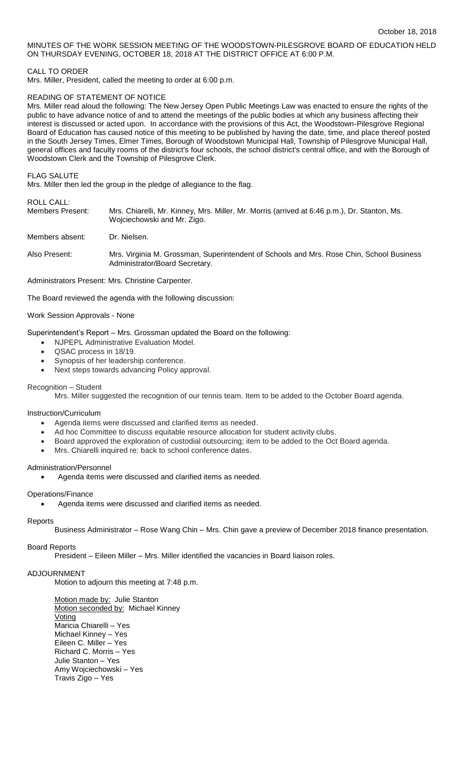October 18, 2018

MINUTES OF THE WORK SESSION MEETING OF THE WOODSTOWN-PILESGROVE BOARD OF EDUCATION HELD ON THURSDAY EVENING, OCTOBER 18, 2018 AT THE DISTRICT OFFICE AT 6:00 P.M.

CALL TO ORDER

Mrs. Miller, President, called the meeting to order at 6:00 p.m.

READING OF STATEMENT OF NOTICE

Mrs. Miller read aloud the following: The New Jersey Open Public Meetings Law was enacted to ensure the rights of the public to have advance notice of and to attend the meetings of the public bodies at which any business affecting their interest is discussed or acted upon. In accordance with the provisions of this Act, the Woodstown-Pilesgrove Regional Board of Education has caused notice of this meeting to be published by having the date, time, and place thereof posted in the South Jersey Times, Elmer Times, Borough of Woodstown Municipal Hall, Township of Pilesgrove Municipal Hall, general offices and faculty rooms of the district's four schools, the school district's central office, and with the Borough of Woodstown Clerk and the Township of Pilesgrove Clerk.

FLAG SALUTE

Mrs. Miller then led the group in the pledge of allegiance to the flag.

ROLL CALL:

Members Present: Mrs. Chiarelli, Mr. Kinney, Mrs. Miller, Mr. Morris (arrived at 6:46 p.m.), Dr. Stanton, Ms. Wojciechowski and Mr. Zigo.

Members absent: Dr. Nielsen.

Also Present: Mrs. Virginia M. Grossman, Superintendent of Schools and Mrs. Rose Chin, School Business Administrator/Board Secretary.

Administrators Present: Mrs. Christine Carpenter.

The Board reviewed the agenda with the following discussion:

Work Session Approvals - None

Superintendent's Report – Mrs. Grossman updated the Board on the following:

- NJPEPL Administrative Evaluation Model.
- QSAC process in 18/19.
- Synopsis of her leadership conference.
- Next steps towards advancing Policy approval.

Recognition – Student

Mrs. Miller suggested the recognition of our tennis team. Item to be added to the October Board agenda.

Instruction/Curriculum

- Agenda items were discussed and clarified items as needed.
- Ad hoc Committee to discuss equitable resource allocation for student activity clubs.
- Board approved the exploration of custodial outsourcing; item to be added to the Oct Board agenda.
- Mrs. Chiarelli inquired re: back to school conference dates.

Administration/Personnel

- Agenda items were discussed and clarified items as needed.

Operations/Finance

- Agenda items were discussed and clarified items as needed.

Reports

Business Administrator – Rose Wang Chin – Mrs. Chin gave a preview of December 2018 finance presentation.

Board Reports

President – Eileen Miller – Mrs. Miller identified the vacancies in Board liaison roles.

ADJOURNMENT

Motion to adjourn this meeting at 7:48 p.m.

Motion made by: Julie Stanton
Motion seconded by: Michael Kinney
Voting
Maricia Chiarelli – Yes
Michael Kinney – Yes
Eileen C. Miller – Yes
Richard C. Morris – Yes
Julie Stanton – Yes
Amy Wojciechowski – Yes
Travis Zigo – Yes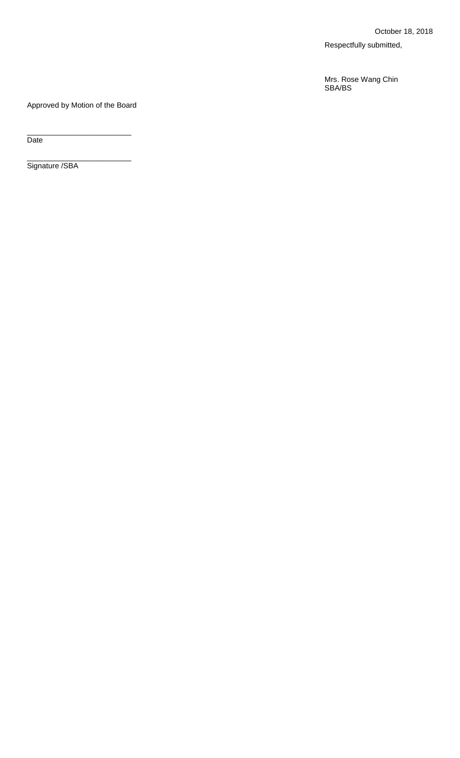October 18, 2018

Respectfully submitted,

Mrs. Rose Wang Chin
SBA/BS

Approved by Motion of the Board

\_\_\_\_\_\_\_\_\_\_\_\_\_\_\_\_\_\_\_\_\_\_\_\_\_
Date

\_\_\_\_\_\_\_\_\_\_\_\_\_\_\_\_\_\_\_\_\_\_\_\_\_
Signature /SBA